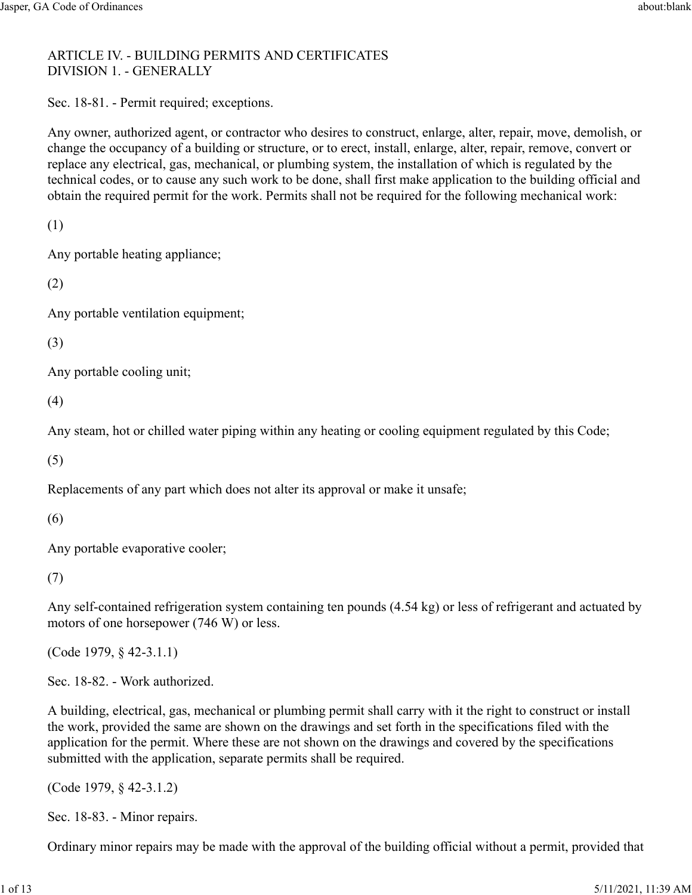# ARTICLE IV. - BUILDING PERMITS AND CERTIFICATES

## DIVISION 1. - GENERALLY

### Sec. 18-81. - Permit required; exceptions.

Any owner, authorized agent, or contractor who desires to construct, enlarge, alter, repair, move, demolish, or change the occupancy of a building or structure, or to erect, install, enlarge, alter, repair, remove, convert or replace any electrical, gas, mechanical, or plumbing system, the installation of which is regulated by the technical codes, or to cause any such work to be done, shall first make application to the building official and obtain the required permit for the work. Permits shall not be required for the following mechanical work:

(1)

Any portable heating appliance;

(2)

Any portable ventilation equipment;

(3)

Any portable cooling unit;

(4)

Any steam, hot or chilled water piping within any heating or cooling equipment regulated by this Code;

(5)

Replacements of any part which does not alter its approval or make it unsafe;

(6)

Any portable evaporative cooler;

(7)

Any self-contained refrigeration system containing ten pounds (4.54 kg) or less of refrigerant and actuated by motors of one horsepower (746 W) or less.

(Code 1979, § 42-3.1.1)

### Sec. 18-82. - Work authorized.

A building, electrical, gas, mechanical or plumbing permit shall carry with it the right to construct or install the work, provided the same are shown on the drawings and set forth in the specifications filed with the application for the permit. Where these are not shown on the drawings and covered by the specifications submitted with the application, separate permits shall be required.

(Code 1979, § 42-3.1.2)

### Sec. 18-83. - Minor repairs.

Ordinary minor repairs may be made with the approval of the building official without a permit, provided that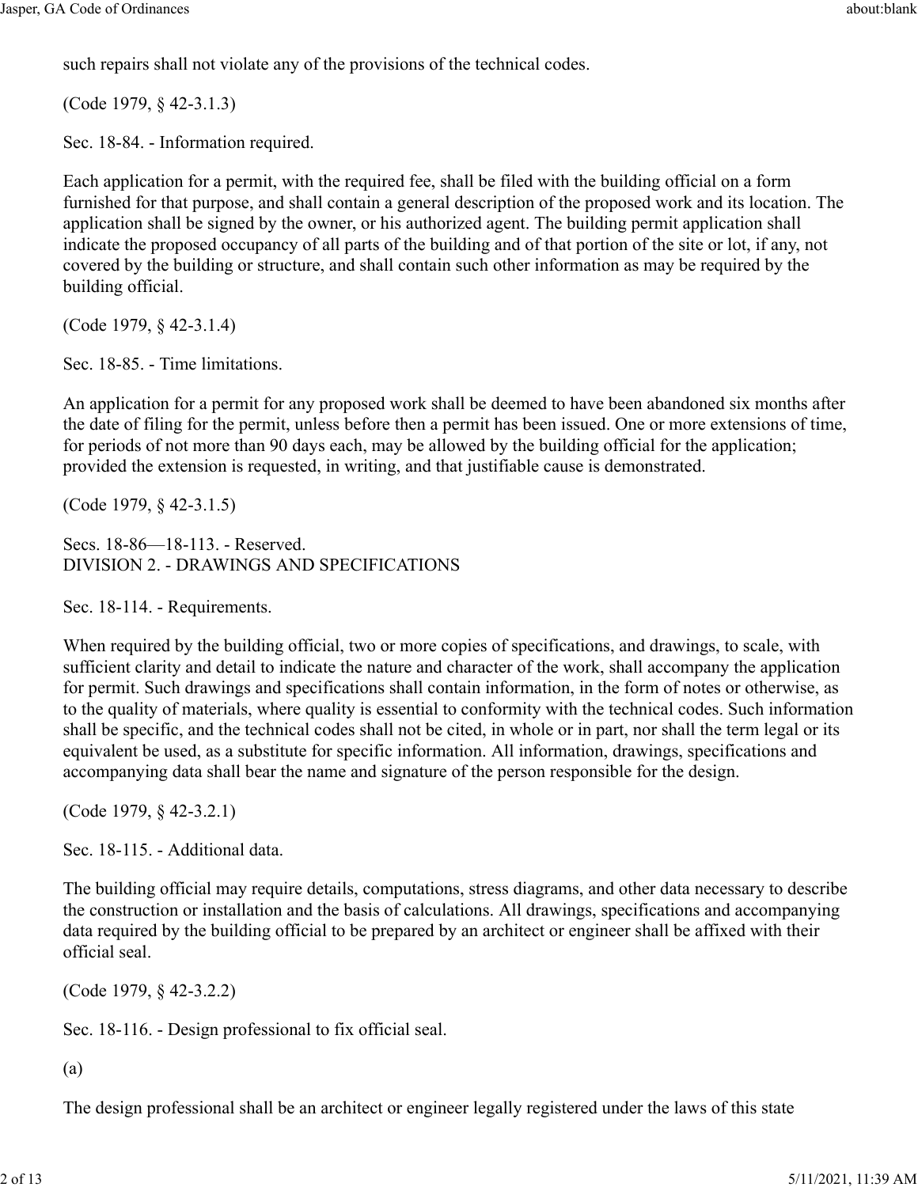such repairs shall not violate any of the provisions of the technical codes.

(Code 1979, § 42-3.1.3)

### Sec. 18-84. - Information required.

Each application for a permit, with the required fee, shall be filed with the building official on a form furnished for that purpose, and shall contain a general description of the proposed work and its location. The application shall be signed by the owner, or his authorized agent. The building permit application shall indicate the proposed occupancy of all parts of the building and of that portion of the site or lot, if any, not covered by the building or structure, and shall contain such other information as may be required by the building official.

(Code 1979, § 42-3.1.4)

### Sec. 18-85. - Time limitations.

An application for a permit for any proposed work shall be deemed to have been abandoned six months after the date of filing for the permit, unless before then a permit has been issued. One or more extensions of time, for periods of not more than 90 days each, may be allowed by the building official for the application; provided the extension is requested, in writing, and that justifiable cause is demonstrated.

(Code 1979, § 42-3.1.5)

### Secs. 18-86—18-113. - Reserved.

## DIVISION 2. - DRAWINGS AND SPECIFICATIONS

### Sec. 18-114. - Requirements.

When required by the building official, two or more copies of specifications, and drawings, to scale, with sufficient clarity and detail to indicate the nature and character of the work, shall accompany the application for permit. Such drawings and specifications shall contain information, in the form of notes or otherwise, as to the quality of materials, where quality is essential to conformity with the technical codes. Such information shall be specific, and the technical codes shall not be cited, in whole or in part, nor shall the term legal or its equivalent be used, as a substitute for specific information. All information, drawings, specifications and accompanying data shall bear the name and signature of the person responsible for the design.

(Code 1979, § 42-3.2.1)

### Sec. 18-115. - Additional data.

The building official may require details, computations, stress diagrams, and other data necessary to describe the construction or installation and the basis of calculations. All drawings, specifications and accompanying data required by the building official to be prepared by an architect or engineer shall be affixed with their official seal.

(Code 1979, § 42-3.2.2)

### Sec. 18-116. - Design professional to fix official seal.

(a)

The design professional shall be an architect or engineer legally registered under the laws of this state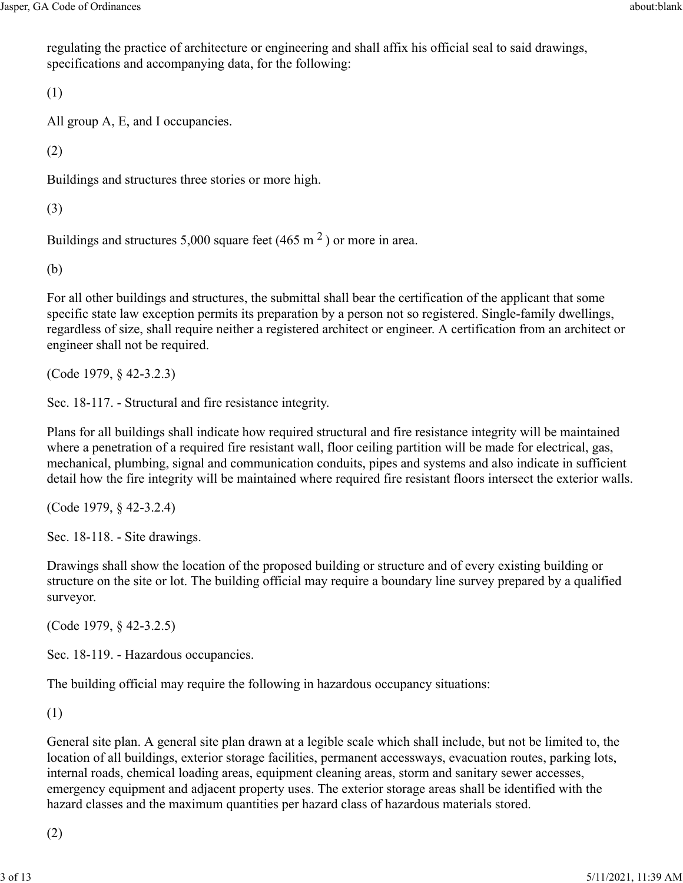regulating the practice of architecture or engineering and shall affix his official seal to said drawings, specifications and accompanying data, for the following:

(1)

All group A, E, and I occupancies.

(2)

Buildings and structures three stories or more high.

(3)

Buildings and structures 5,000 square feet (465 $m^2$) or more in area.

(b)

For all other buildings and structures, the submittal shall bear the certification of the applicant that some specific state law exception permits its preparation by a person not so registered. Single-family dwellings, regardless of size, shall require neither a registered architect or engineer. A certification from an architect or engineer shall not be required.

(Code 1979, § 42-3.2.3)

Sec. 18-117. - Structural and fire resistance integrity.

Plans for all buildings shall indicate how required structural and fire resistance integrity will be maintained where a penetration of a required fire resistant wall, floor ceiling partition will be made for electrical, gas, mechanical, plumbing, signal and communication conduits, pipes and systems and also indicate in sufficient detail how the fire integrity will be maintained where required fire resistant floors intersect the exterior walls.

(Code 1979, § 42-3.2.4)

Sec. 18-118. - Site drawings.

Drawings shall show the location of the proposed building or structure and of every existing building or structure on the site or lot. The building official may require a boundary line survey prepared by a qualified surveyor.

(Code 1979, § 42-3.2.5)

Sec. 18-119. - Hazardous occupancies.

The building official may require the following in hazardous occupancy situations:

(1)

General site plan. A general site plan drawn at a legible scale which shall include, but not be limited to, the location of all buildings, exterior storage facilities, permanent accessways, evacuation routes, parking lots, internal roads, chemical loading areas, equipment cleaning areas, storm and sanitary sewer accesses, emergency equipment and adjacent property uses. The exterior storage areas shall be identified with the hazard classes and the maximum quantities per hazard class of hazardous materials stored.

(2)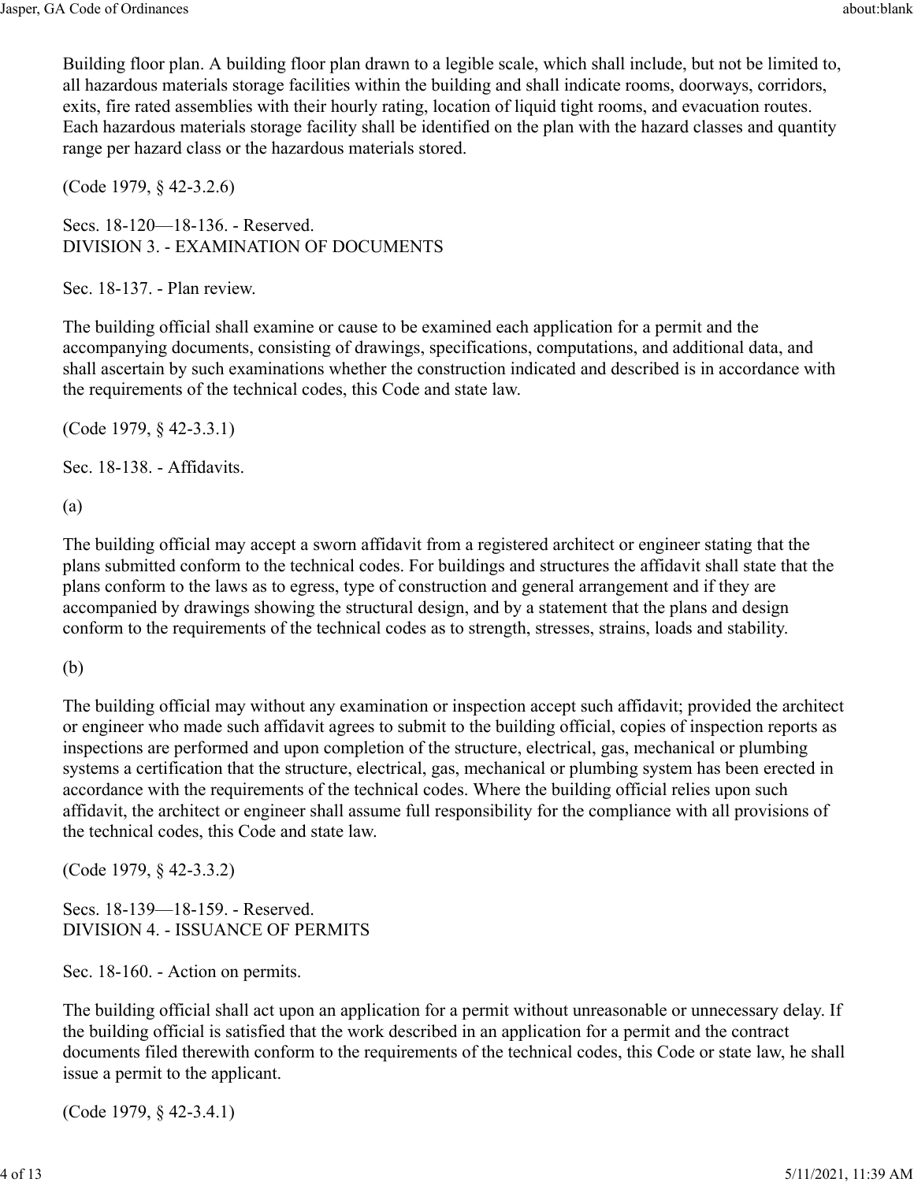Building floor plan. A building floor plan drawn to a legible scale, which shall include, but not be limited to, all hazardous materials storage facilities within the building and shall indicate rooms, doorways, corridors, exits, fire rated assemblies with their hourly rating, location of liquid tight rooms, and evacuation routes. Each hazardous materials storage facility shall be identified on the plan with the hazard classes and quantity range per hazard class or the hazardous materials stored.

(Code 1979, § 42-3.2.6)

Secs. 18-120—18-136. - Reserved.

## DIVISION 3. - EXAMINATION OF DOCUMENTS

### Sec. 18-137. - Plan review.

The building official shall examine or cause to be examined each application for a permit and the accompanying documents, consisting of drawings, specifications, computations, and additional data, and shall ascertain by such examinations whether the construction indicated and described is in accordance with the requirements of the technical codes, this Code and state law.

(Code 1979, § 42-3.3.1)

### Sec. 18-138. - Affidavits.

(a)

The building official may accept a sworn affidavit from a registered architect or engineer stating that the plans submitted conform to the technical codes. For buildings and structures the affidavit shall state that the plans conform to the laws as to egress, type of construction and general arrangement and if they are accompanied by drawings showing the structural design, and by a statement that the plans and design conform to the requirements of the technical codes as to strength, stresses, strains, loads and stability.

(b)

The building official may without any examination or inspection accept such affidavit; provided the architect or engineer who made such affidavit agrees to submit to the building official, copies of inspection reports as inspections are performed and upon completion of the structure, electrical, gas, mechanical or plumbing systems a certification that the structure, electrical, gas, mechanical or plumbing system has been erected in accordance with the requirements of the technical codes. Where the building official relies upon such affidavit, the architect or engineer shall assume full responsibility for the compliance with all provisions of the technical codes, this Code and state law.

(Code 1979, § 42-3.3.2)

Secs. 18-139—18-159. - Reserved.

## DIVISION 4. - ISSUANCE OF PERMITS

### Sec. 18-160. - Action on permits.

The building official shall act upon an application for a permit without unreasonable or unnecessary delay. If the building official is satisfied that the work described in an application for a permit and the contract documents filed therewith conform to the requirements of the technical codes, this Code or state law, he shall issue a permit to the applicant.

(Code 1979, § 42-3.4.1)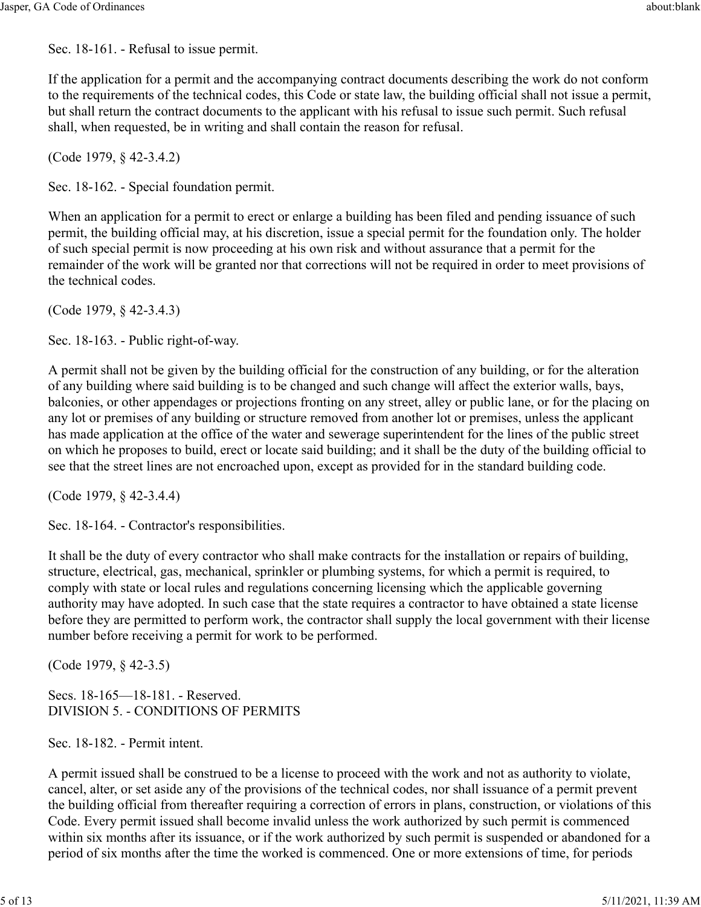Sec. 18-161. - Refusal to issue permit.

If the application for a permit and the accompanying contract documents describing the work do not conform to the requirements of the technical codes, this Code or state law, the building official shall not issue a permit, but shall return the contract documents to the applicant with his refusal to issue such permit. Such refusal shall, when requested, be in writing and shall contain the reason for refusal.

(Code 1979, § 42-3.4.2)

Sec. 18-162. - Special foundation permit.

When an application for a permit to erect or enlarge a building has been filed and pending issuance of such permit, the building official may, at his discretion, issue a special permit for the foundation only. The holder of such special permit is now proceeding at his own risk and without assurance that a permit for the remainder of the work will be granted nor that corrections will not be required in order to meet provisions of the technical codes.

(Code 1979, § 42-3.4.3)

Sec. 18-163. - Public right-of-way.

A permit shall not be given by the building official for the construction of any building, or for the alteration of any building where said building is to be changed and such change will affect the exterior walls, bays, balconies, or other appendages or projections fronting on any street, alley or public lane, or for the placing on any lot or premises of any building or structure removed from another lot or premises, unless the applicant has made application at the office of the water and sewerage superintendent for the lines of the public street on which he proposes to build, erect or locate said building; and it shall be the duty of the building official to see that the street lines are not encroached upon, except as provided for in the standard building code.

(Code 1979, § 42-3.4.4)

Sec. 18-164. - Contractor's responsibilities.

It shall be the duty of every contractor who shall make contracts for the installation or repairs of building, structure, electrical, gas, mechanical, sprinkler or plumbing systems, for which a permit is required, to comply with state or local rules and regulations concerning licensing which the applicable governing authority may have adopted. In such case that the state requires a contractor to have obtained a state license before they are permitted to perform work, the contractor shall supply the local government with their license number before receiving a permit for work to be performed.

(Code 1979, § 42-3.5)

Secs. 18-165—18-181. - Reserved.

## DIVISION 5. - CONDITIONS OF PERMITS

Sec. 18-182. - Permit intent.

A permit issued shall be construed to be a license to proceed with the work and not as authority to violate, cancel, alter, or set aside any of the provisions of the technical codes, nor shall issuance of a permit prevent the building official from thereafter requiring a correction of errors in plans, construction, or violations of this Code. Every permit issued shall become invalid unless the work authorized by such permit is commenced within six months after its issuance, or if the work authorized by such permit is suspended or abandoned for a period of six months after the time the worked is commenced. One or more extensions of time, for periods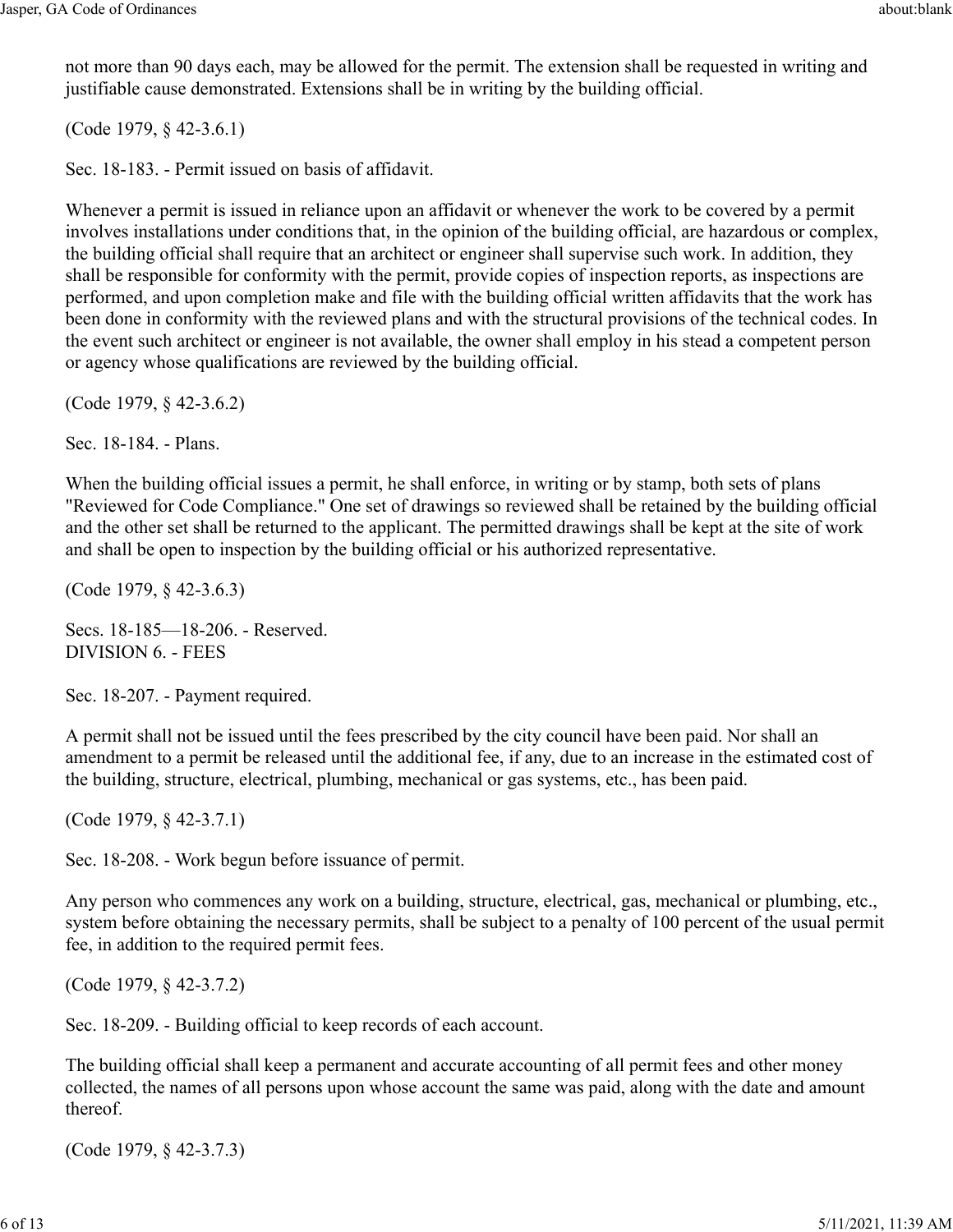not more than 90 days each, may be allowed for the permit. The extension shall be requested in writing and justifiable cause demonstrated. Extensions shall be in writing by the building official.

(Code 1979, § 42-3.6.1)

Sec. 18-183. - Permit issued on basis of affidavit.

Whenever a permit is issued in reliance upon an affidavit or whenever the work to be covered by a permit involves installations under conditions that, in the opinion of the building official, are hazardous or complex, the building official shall require that an architect or engineer shall supervise such work. In addition, they shall be responsible for conformity with the permit, provide copies of inspection reports, as inspections are performed, and upon completion make and file with the building official written affidavits that the work has been done in conformity with the reviewed plans and with the structural provisions of the technical codes. In the event such architect or engineer is not available, the owner shall employ in his stead a competent person or agency whose qualifications are reviewed by the building official.

(Code 1979, § 42-3.6.2)

Sec. 18-184. - Plans.

When the building official issues a permit, he shall enforce, in writing or by stamp, both sets of plans "Reviewed for Code Compliance." One set of drawings so reviewed shall be retained by the building official and the other set shall be returned to the applicant. The permitted drawings shall be kept at the site of work and shall be open to inspection by the building official or his authorized representative.

(Code 1979, § 42-3.6.3)

Secs. 18-185—18-206. - Reserved.

## DIVISION 6. - FEES

Sec. 18-207. - Payment required.

A permit shall not be issued until the fees prescribed by the city council have been paid. Nor shall an amendment to a permit be released until the additional fee, if any, due to an increase in the estimated cost of the building, structure, electrical, plumbing, mechanical or gas systems, etc., has been paid.

(Code 1979, § 42-3.7.1)

Sec. 18-208. - Work begun before issuance of permit.

Any person who commences any work on a building, structure, electrical, gas, mechanical or plumbing, etc., system before obtaining the necessary permits, shall be subject to a penalty of 100 percent of the usual permit fee, in addition to the required permit fees.

(Code 1979, § 42-3.7.2)

Sec. 18-209. - Building official to keep records of each account.

The building official shall keep a permanent and accurate accounting of all permit fees and other money collected, the names of all persons upon whose account the same was paid, along with the date and amount thereof.

(Code 1979, § 42-3.7.3)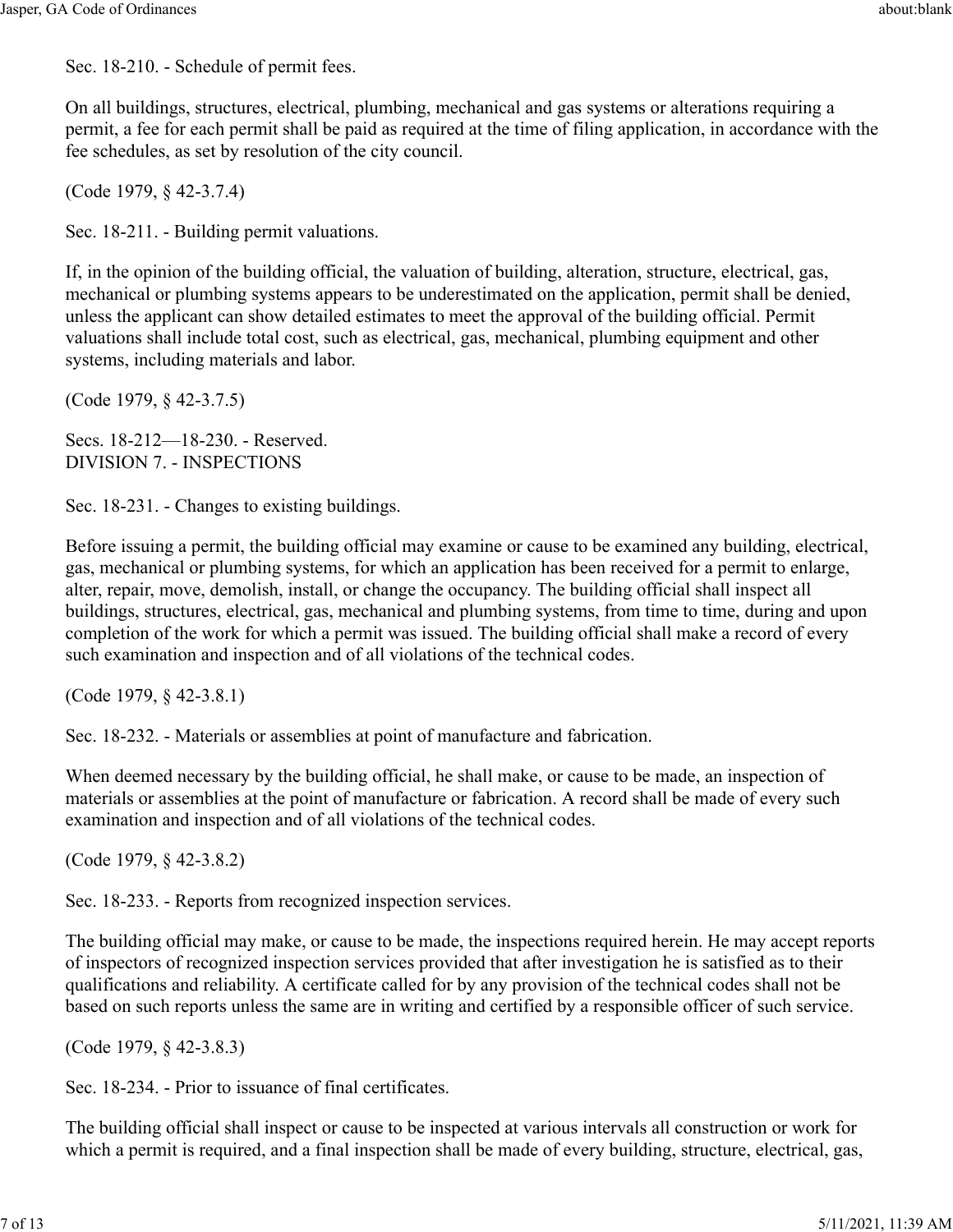Sec. 18-210. - Schedule of permit fees.

On all buildings, structures, electrical, plumbing, mechanical and gas systems or alterations requiring a permit, a fee for each permit shall be paid as required at the time of filing application, in accordance with the fee schedules, as set by resolution of the city council.

(Code 1979, § 42-3.7.4)

Sec. 18-211. - Building permit valuations.

If, in the opinion of the building official, the valuation of building, alteration, structure, electrical, gas, mechanical or plumbing systems appears to be underestimated on the application, permit shall be denied, unless the applicant can show detailed estimates to meet the approval of the building official. Permit valuations shall include total cost, such as electrical, gas, mechanical, plumbing equipment and other systems, including materials and labor.

(Code 1979, § 42-3.7.5)

Secs. 18-212—18-230. - Reserved.

DIVISION 7. - INSPECTIONS

Sec. 18-231. - Changes to existing buildings.

Before issuing a permit, the building official may examine or cause to be examined any building, electrical, gas, mechanical or plumbing systems, for which an application has been received for a permit to enlarge, alter, repair, move, demolish, install, or change the occupancy. The building official shall inspect all buildings, structures, electrical, gas, mechanical and plumbing systems, from time to time, during and upon completion of the work for which a permit was issued. The building official shall make a record of every such examination and inspection and of all violations of the technical codes.

(Code 1979, § 42-3.8.1)

Sec. 18-232. - Materials or assemblies at point of manufacture and fabrication.

When deemed necessary by the building official, he shall make, or cause to be made, an inspection of materials or assemblies at the point of manufacture or fabrication. A record shall be made of every such examination and inspection and of all violations of the technical codes.

(Code 1979, § 42-3.8.2)

Sec. 18-233. - Reports from recognized inspection services.

The building official may make, or cause to be made, the inspections required herein. He may accept reports of inspectors of recognized inspection services provided that after investigation he is satisfied as to their qualifications and reliability. A certificate called for by any provision of the technical codes shall not be based on such reports unless the same are in writing and certified by a responsible officer of such service.

(Code 1979, § 42-3.8.3)

Sec. 18-234. - Prior to issuance of final certificates.

The building official shall inspect or cause to be inspected at various intervals all construction or work for which a permit is required, and a final inspection shall be made of every building, structure, electrical, gas,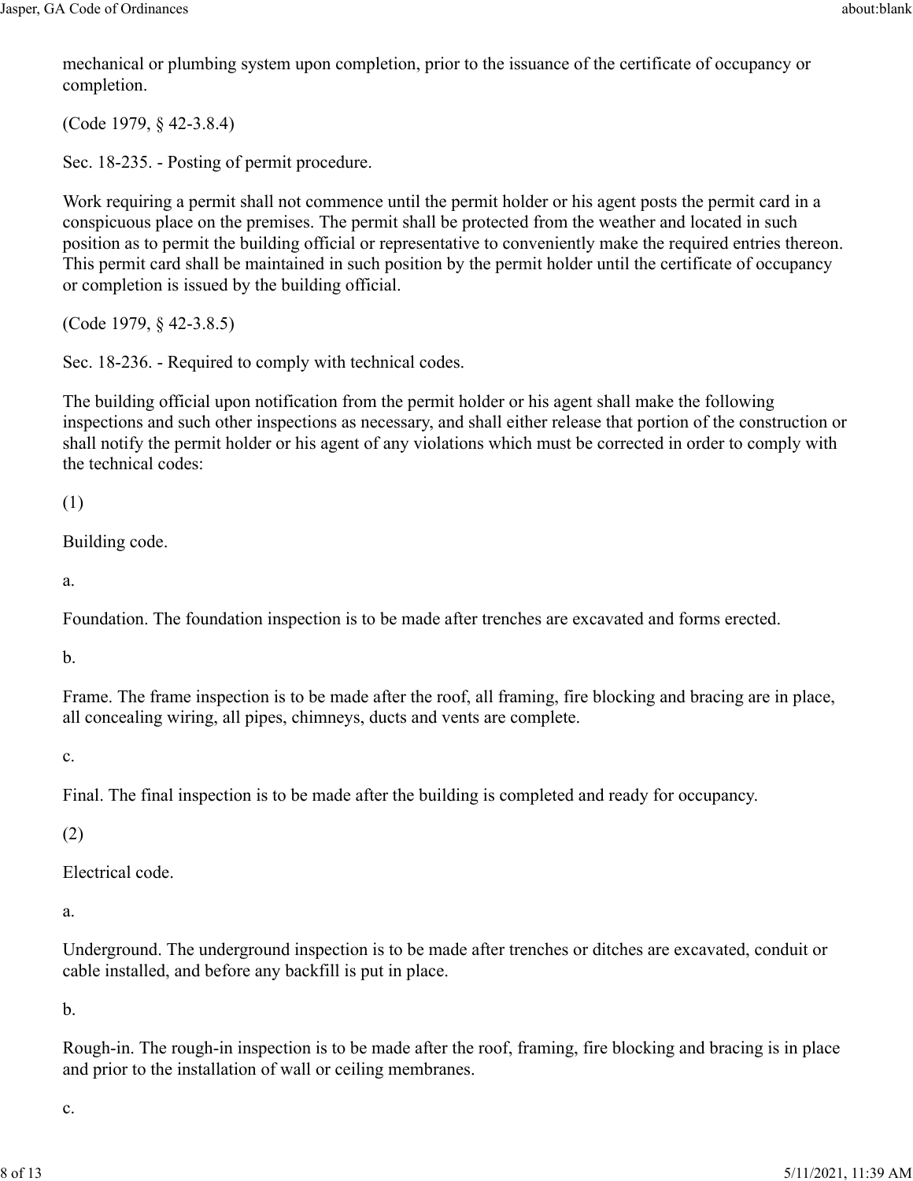mechanical or plumbing system upon completion, prior to the issuance of the certificate of occupancy or completion.

(Code 1979, § 42-3.8.4)

Sec. 18-235. - Posting of permit procedure.

Work requiring a permit shall not commence until the permit holder or his agent posts the permit card in a conspicuous place on the premises. The permit shall be protected from the weather and located in such position as to permit the building official or representative to conveniently make the required entries thereon. This permit card shall be maintained in such position by the permit holder until the certificate of occupancy or completion is issued by the building official.

(Code 1979, § 42-3.8.5)

Sec. 18-236. - Required to comply with technical codes.

The building official upon notification from the permit holder or his agent shall make the following inspections and such other inspections as necessary, and shall either release that portion of the construction or shall notify the permit holder or his agent of any violations which must be corrected in order to comply with the technical codes:

(1)

Building code.

a.

Foundation. The foundation inspection is to be made after trenches are excavated and forms erected.

b.

Frame. The frame inspection is to be made after the roof, all framing, fire blocking and bracing are in place, all concealing wiring, all pipes, chimneys, ducts and vents are complete.

c.

Final. The final inspection is to be made after the building is completed and ready for occupancy.

(2)

Electrical code.

a.

Underground. The underground inspection is to be made after trenches or ditches are excavated, conduit or cable installed, and before any backfill is put in place.

b.

Rough-in. The rough-in inspection is to be made after the roof, framing, fire blocking and bracing is in place and prior to the installation of wall or ceiling membranes.

c.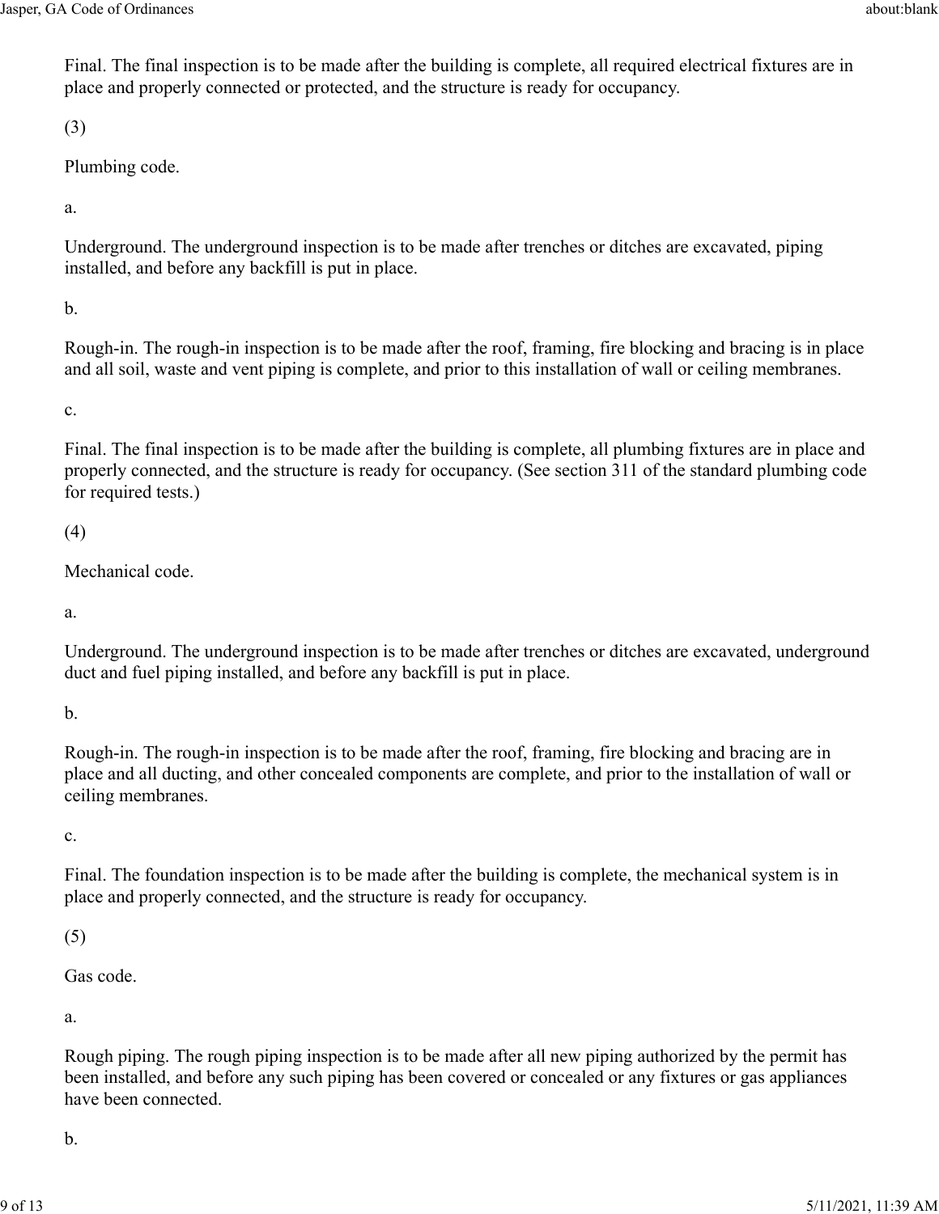Final. The final inspection is to be made after the building is complete, all required electrical fixtures are in place and properly connected or protected, and the structure is ready for occupancy.

(3)

Plumbing code.

a.

Underground. The underground inspection is to be made after trenches or ditches are excavated, piping installed, and before any backfill is put in place.

b.

Rough-in. The rough-in inspection is to be made after the roof, framing, fire blocking and bracing is in place and all soil, waste and vent piping is complete, and prior to this installation of wall or ceiling membranes.

c.

Final. The final inspection is to be made after the building is complete, all plumbing fixtures are in place and properly connected, and the structure is ready for occupancy. (See section 311 of the standard plumbing code for required tests.)

(4)

Mechanical code.

a.

Underground. The underground inspection is to be made after trenches or ditches are excavated, underground duct and fuel piping installed, and before any backfill is put in place.

b.

Rough-in. The rough-in inspection is to be made after the roof, framing, fire blocking and bracing are in place and all ducting, and other concealed components are complete, and prior to the installation of wall or ceiling membranes.

c.

Final. The foundation inspection is to be made after the building is complete, the mechanical system is in place and properly connected, and the structure is ready for occupancy.

(5)

Gas code.

a.

Rough piping. The rough piping inspection is to be made after all new piping authorized by the permit has been installed, and before any such piping has been covered or concealed or any fixtures or gas appliances have been connected.

b.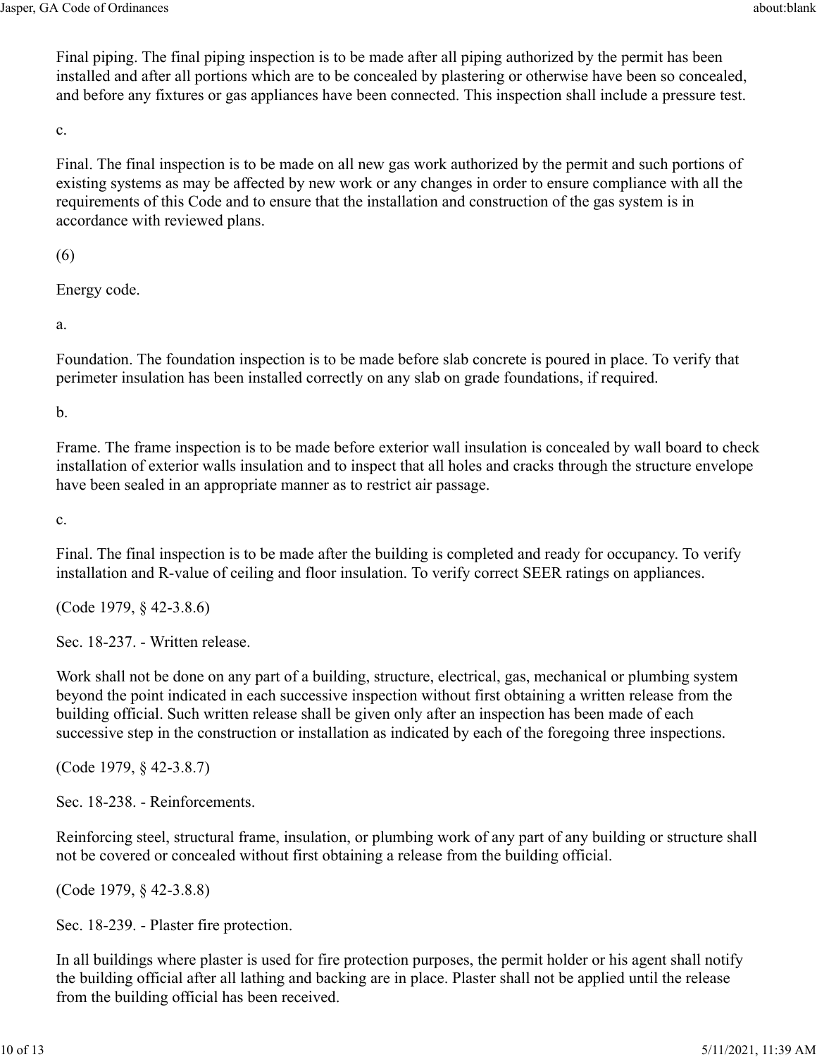Final piping. The final piping inspection is to be made after all piping authorized by the permit has been installed and after all portions which are to be concealed by plastering or otherwise have been so concealed, and before any fixtures or gas appliances have been connected. This inspection shall include a pressure test.

c.

Final. The final inspection is to be made on all new gas work authorized by the permit and such portions of existing systems as may be affected by new work or any changes in order to ensure compliance with all the requirements of this Code and to ensure that the installation and construction of the gas system is in accordance with reviewed plans.

(6)

Energy code.

a.

Foundation. The foundation inspection is to be made before slab concrete is poured in place. To verify that perimeter insulation has been installed correctly on any slab on grade foundations, if required.

b.

Frame. The frame inspection is to be made before exterior wall insulation is concealed by wall board to check installation of exterior walls insulation and to inspect that all holes and cracks through the structure envelope have been sealed in an appropriate manner as to restrict air passage.

c.

Final. The final inspection is to be made after the building is completed and ready for occupancy. To verify installation and R-value of ceiling and floor insulation. To verify correct SEER ratings on appliances.

(Code 1979, § 42-3.8.6)

Sec. 18-237. - Written release.

Work shall not be done on any part of a building, structure, electrical, gas, mechanical or plumbing system beyond the point indicated in each successive inspection without first obtaining a written release from the building official. Such written release shall be given only after an inspection has been made of each successive step in the construction or installation as indicated by each of the foregoing three inspections.

(Code 1979, § 42-3.8.7)

Sec. 18-238. - Reinforcements.

Reinforcing steel, structural frame, insulation, or plumbing work of any part of any building or structure shall not be covered or concealed without first obtaining a release from the building official.

(Code 1979, § 42-3.8.8)

Sec. 18-239. - Plaster fire protection.

In all buildings where plaster is used for fire protection purposes, the permit holder or his agent shall notify the building official after all lathing and backing are in place. Plaster shall not be applied until the release from the building official has been received.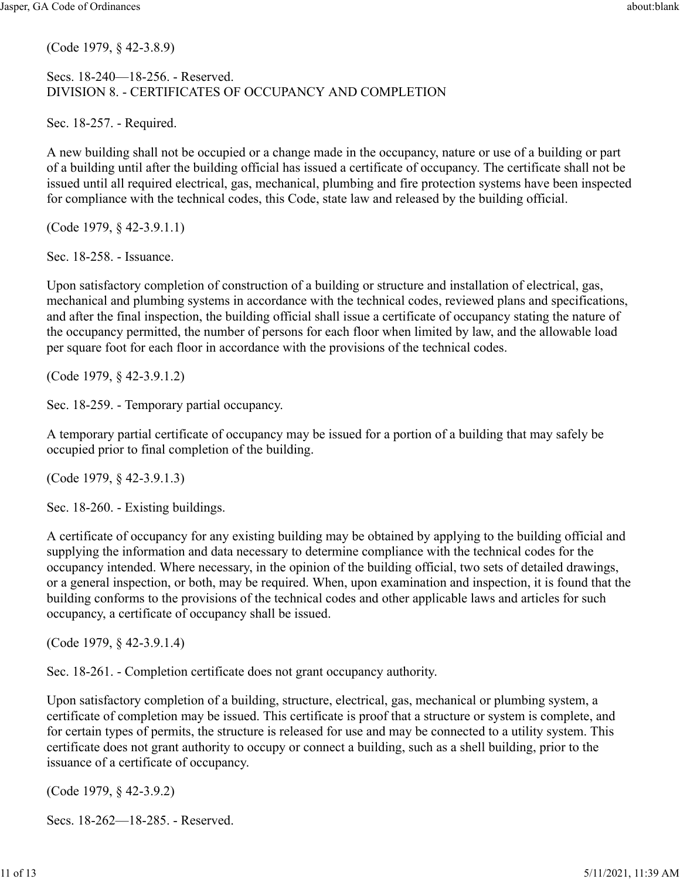(Code 1979, § 42-3.8.9)

Secs. 18-240—18-256. - Reserved.

## DIVISION 8. - CERTIFICATES OF OCCUPANCY AND COMPLETION

### Sec. 18-257. - Required.

A new building shall not be occupied or a change made in the occupancy, nature or use of a building or part of a building until after the building official has issued a certificate of occupancy. The certificate shall not be issued until all required electrical, gas, mechanical, plumbing and fire protection systems have been inspected for compliance with the technical codes, this Code, state law and released by the building official.

(Code 1979, § 42-3.9.1.1)

### Sec. 18-258. - Issuance.

Upon satisfactory completion of construction of a building or structure and installation of electrical, gas, mechanical and plumbing systems in accordance with the technical codes, reviewed plans and specifications, and after the final inspection, the building official shall issue a certificate of occupancy stating the nature of the occupancy permitted, the number of persons for each floor when limited by law, and the allowable load per square foot for each floor in accordance with the provisions of the technical codes.

(Code 1979, § 42-3.9.1.2)

### Sec. 18-259. - Temporary partial occupancy.

A temporary partial certificate of occupancy may be issued for a portion of a building that may safely be occupied prior to final completion of the building.

(Code 1979, § 42-3.9.1.3)

### Sec. 18-260. - Existing buildings.

A certificate of occupancy for any existing building may be obtained by applying to the building official and supplying the information and data necessary to determine compliance with the technical codes for the occupancy intended. Where necessary, in the opinion of the building official, two sets of detailed drawings, or a general inspection, or both, may be required. When, upon examination and inspection, it is found that the building conforms to the provisions of the technical codes and other applicable laws and articles for such occupancy, a certificate of occupancy shall be issued.

(Code 1979, § 42-3.9.1.4)

### Sec. 18-261. - Completion certificate does not grant occupancy authority.

Upon satisfactory completion of a building, structure, electrical, gas, mechanical or plumbing system, a certificate of completion may be issued. This certificate is proof that a structure or system is complete, and for certain types of permits, the structure is released for use and may be connected to a utility system. This certificate does not grant authority to occupy or connect a building, such as a shell building, prior to the issuance of a certificate of occupancy.

(Code 1979, § 42-3.9.2)

Secs. 18-262—18-285. - Reserved.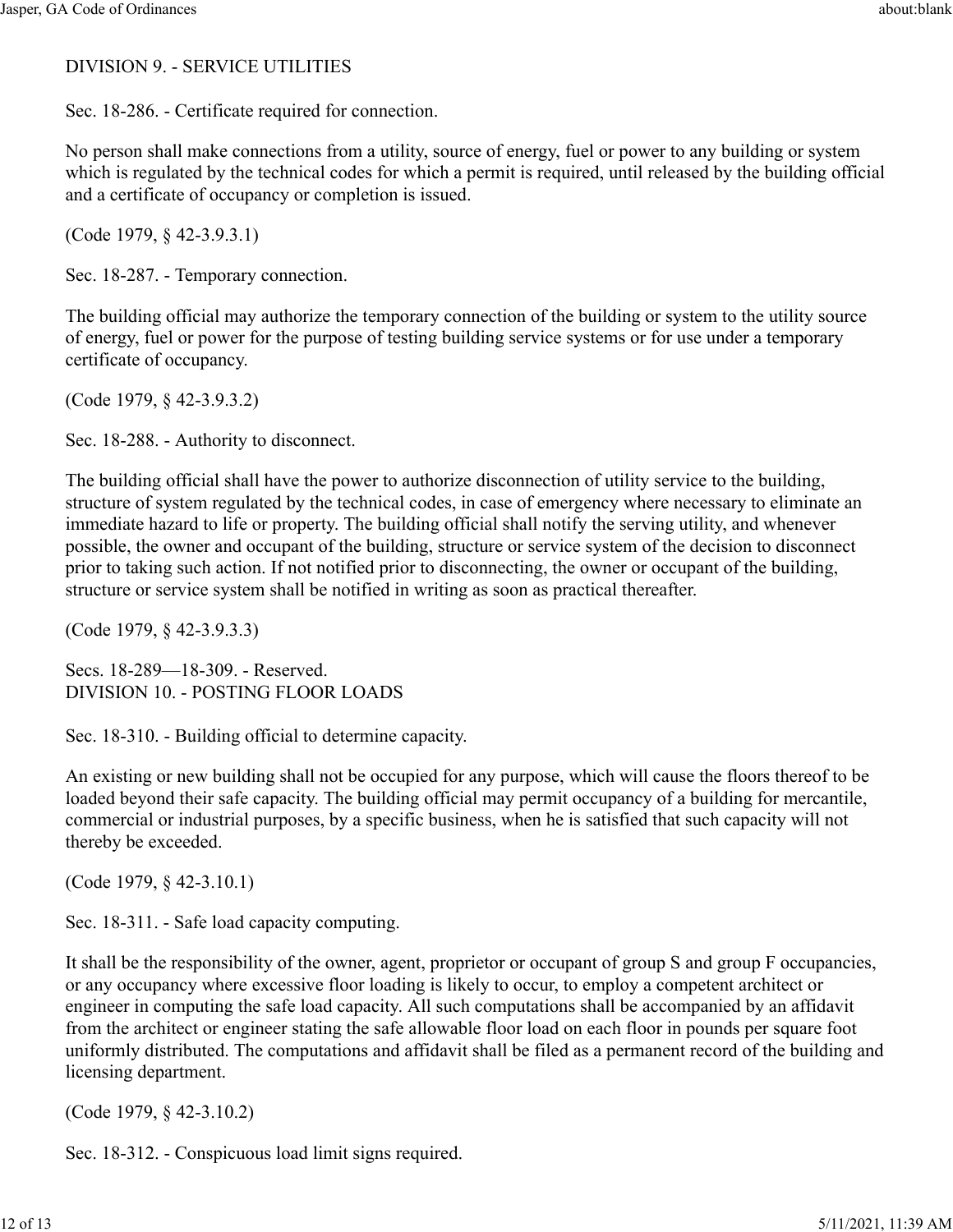## DIVISION 9. - SERVICE UTILITIES

### Sec. 18-286. - Certificate required for connection.

No person shall make connections from a utility, source of energy, fuel or power to any building or system which is regulated by the technical codes for which a permit is required, until released by the building official and a certificate of occupancy or completion is issued.

(Code 1979, § 42-3.9.3.1)

### Sec. 18-287. - Temporary connection.

The building official may authorize the temporary connection of the building or system to the utility source of energy, fuel or power for the purpose of testing building service systems or for use under a temporary certificate of occupancy.

(Code 1979, § 42-3.9.3.2)

### Sec. 18-288. - Authority to disconnect.

The building official shall have the power to authorize disconnection of utility service to the building, structure of system regulated by the technical codes, in case of emergency where necessary to eliminate an immediate hazard to life or property. The building official shall notify the serving utility, and whenever possible, the owner and occupant of the building, structure or service system of the decision to disconnect prior to taking such action. If not notified prior to disconnecting, the owner or occupant of the building, structure or service system shall be notified in writing as soon as practical thereafter.

(Code 1979, § 42-3.9.3.3)

### Secs. 18-289—18-309. - Reserved.

## DIVISION 10. - POSTING FLOOR LOADS

### Sec. 18-310. - Building official to determine capacity.

An existing or new building shall not be occupied for any purpose, which will cause the floors thereof to be loaded beyond their safe capacity. The building official may permit occupancy of a building for mercantile, commercial or industrial purposes, by a specific business, when he is satisfied that such capacity will not thereby be exceeded.

(Code 1979, § 42-3.10.1)

### Sec. 18-311. - Safe load capacity computing.

It shall be the responsibility of the owner, agent, proprietor or occupant of group S and group F occupancies, or any occupancy where excessive floor loading is likely to occur, to employ a competent architect or engineer in computing the safe load capacity. All such computations shall be accompanied by an affidavit from the architect or engineer stating the safe allowable floor load on each floor in pounds per square foot uniformly distributed. The computations and affidavit shall be filed as a permanent record of the building and licensing department.

(Code 1979, § 42-3.10.2)

### Sec. 18-312. - Conspicuous load limit signs required.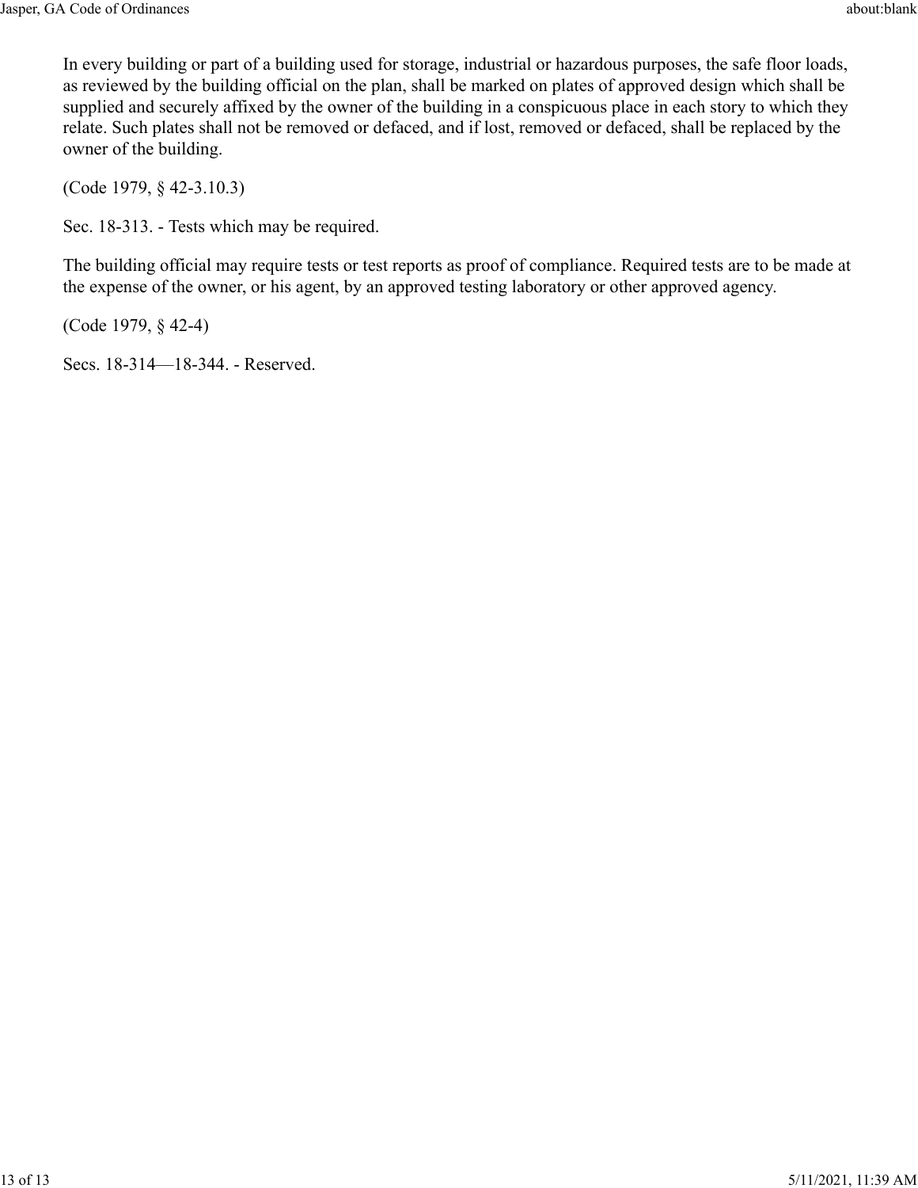In every building or part of a building used for storage, industrial or hazardous purposes, the safe floor loads, as reviewed by the building official on the plan, shall be marked on plates of approved design which shall be supplied and securely affixed by the owner of the building in a conspicuous place in each story to which they relate. Such plates shall not be removed or defaced, and if lost, removed or defaced, shall be replaced by the owner of the building.

(Code 1979, § 42-3.10.3)

Sec. 18-313. - Tests which may be required.

The building official may require tests or test reports as proof of compliance. Required tests are to be made at the expense of the owner, or his agent, by an approved testing laboratory or other approved agency.

(Code 1979, § 42-4)

Secs. 18-314—18-344. - Reserved.